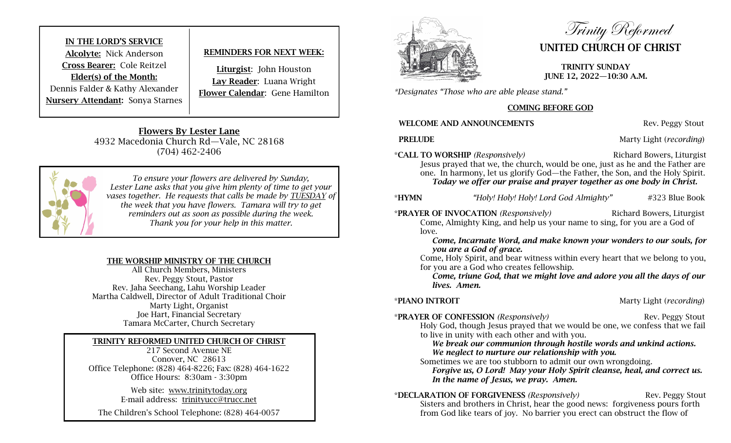**IN THE LORD'S SERVICE**

**Alcolyte:** Nick Anderson
**Cross Bearer:** Cole Reitzel
**Elder(s) of the Month:**
Dennis Falder & Kathy Alexander
**Nursery Attendant:** Sonya Starnes

**REMINDERS FOR NEXT WEEK:**

**Liturgist**: John Houston
**Lay Reader**: Luana Wright
**Flower Calendar**: Gene Hamilton

**Flowers By Lester Lane**
4932 Macedonia Church Rd—Vale, NC 28168
(704) 462-2406

*To ensure your flowers are delivered by Sunday, Lester Lane asks that you give him plenty of time to get your vases together. He requests that calls be made by TUESDAY of the week that you have flowers. Tamara will try to get reminders out as soon as possible during the week. Thank you for your help in this matter.*

**THE WORSHIP MINISTRY OF THE CHURCH**
All Church Members, Ministers
Rev. Peggy Stout, Pastor
Rev. Jaha Seechang, Lahu Worship Leader
Martha Caldwell, Director of Adult Traditional Choir
Marty Light, Organist
Joe Hart, Financial Secretary
Tamara McCarter, Church Secretary

**TRINITY REFORMED UNITED CHURCH OF CHRIST**
217 Second Avenue NE
Conover, NC 28613
Office Telephone: (828) 464-8226; Fax: (828) 464-1622
Office Hours: 8:30am - 3:30pm

Web site: www.trinitytoday.org
E-mail address: trinityucc@trucc.net

The Children's School Telephone: (828) 464-0057

# Trinity Reformed
## UNITED CHURCH OF CHRIST

**TRINITY SUNDAY**
**JUNE 12, 2022—10:30 A.M.**

*\*Designates "Those who are able please stand."*

### COMING BEFORE GOD

**WELCOME AND ANNOUNCEMENTS** — Rev. Peggy Stout

**PRELUDE** — Marty Light (*recording*)

*****CALL TO WORSHIP** *(Responsively)* — Richard Bowers, Liturgist
Jesus prayed that we, the church, would be one, just as he and the Father are one. In harmony, let us glorify God—the Father, the Son, and the Holy Spirit.
***Today we offer our praise and prayer together as one body in Christ.***

*****HYMN** *"Holy! Holy! Holy! Lord God Almighty"* — #323 Blue Book

*****PRAYER OF INVOCATION** *(Responsively)* — Richard Bowers, Liturgist
Come, Almighty King, and help us your name to sing, for you are a God of love.
***Come, Incarnate Word, and make known your wonders to our souls, for you are a God of grace.***
Come, Holy Spirit, and bear witness within every heart that we belong to you, for you are a God who creates fellowship.
***Come, triune God, that we might love and adore you all the days of our lives. Amen.***

*****PIANO INTROIT** — Marty Light (*recording*)

*****PRAYER OF CONFESSION** *(Responsively)* — Rev. Peggy Stout
Holy God, though Jesus prayed that we would be one, we confess that we fail to live in unity with each other and with you.
***We break our communion through hostile words and unkind actions. We neglect to nurture our relationship with you.***
Sometimes we are too stubborn to admit our own wrongdoing.
***Forgive us, O Lord! May your Holy Spirit cleanse, heal, and correct us. In the name of Jesus, we pray. Amen.***

*****DECLARATION OF FORGIVENESS** *(Responsively)* — Rev. Peggy Stout
Sisters and brothers in Christ, hear the good news: forgiveness pours forth from God like tears of joy. No barrier you erect can obstruct the flow of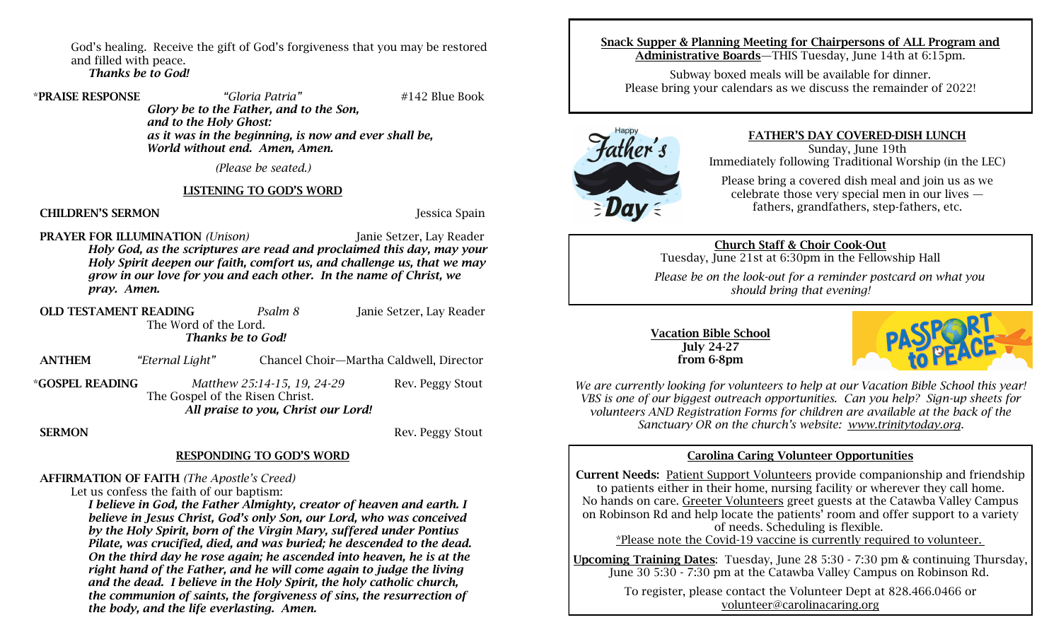God's healing. Receive the gift of God's forgiveness that you may be restored and filled with peace.
***Thanks be to God!***

\***PRAISE RESPONSE** *"Gloria Patria"* #142 Blue Book

***Glory be to the Father, and to the Son,***
***and to the Holy Ghost:***
***as it was in the beginning, is now and ever shall be,***
***World without end. Amen, Amen.***

*(Please be seated.)*

## LISTENING TO GOD'S WORD

**CHILDREN'S SERMON** Jessica Spain

**PRAYER FOR ILLUMINATION** *(Unison)* Janie Setzer, Lay Reader

***Holy God, as the scriptures are read and proclaimed this day, may your Holy Spirit deepen our faith, comfort us, and challenge us, that we may grow in our love for you and each other. In the name of Christ, we pray. Amen.***

**OLD TESTAMENT READING** *Psalm 8* Janie Setzer, Lay Reader

The Word of the Lord.
***Thanks be to God!***

**ANTHEM** *"Eternal Light"* Chancel Choir—Martha Caldwell, Director

\***GOSPEL READING** *Matthew 25:14-15, 19, 24-29* Rev. Peggy Stout

The Gospel of the Risen Christ.
***All praise to you, Christ our Lord!***

**SERMON** Rev. Peggy Stout

## RESPONDING TO GOD'S WORD

**AFFIRMATION OF FAITH** *(The Apostle's Creed)*

Let us confess the faith of our baptism:

***I believe in God, the Father Almighty, creator of heaven and earth. I believe in Jesus Christ, God's only Son, our Lord, who was conceived by the Holy Spirit, born of the Virgin Mary, suffered under Pontius Pilate, was crucified, died, and was buried; he descended to the dead. On the third day he rose again; he ascended into heaven, he is at the right hand of the Father, and he will come again to judge the living and the dead. I believe in the Holy Spirit, the holy catholic church, the communion of saints, the forgiveness of sins, the resurrection of the body, and the life everlasting. Amen.***

---

**Snack Supper & Planning Meeting for Chairpersons of ALL Program and Administrative Boards**—THIS Tuesday, June 14th at 6:15pm.

Subway boxed meals will be available for dinner.
Please bring your calendars as we discuss the remainder of 2022!

**FATHER'S DAY COVERED-DISH LUNCH**
Sunday, June 19th
Immediately following Traditional Worship (in the LEC)

Please bring a covered dish meal and join us as we celebrate those very special men in our lives — fathers, grandfathers, step-fathers, etc.

**Church Staff & Choir Cook-Out**
Tuesday, June 21st at 6:30pm in the Fellowship Hall

*Please be on the look-out for a reminder postcard on what you should bring that evening!*

**Vacation Bible School**
**July 24-27**
**from 6-8pm**

*We are currently looking for volunteers to help at our Vacation Bible School this year! VBS is one of our biggest outreach opportunities. Can you help? Sign-up sheets for volunteers AND Registration Forms for children are available at the back of the Sanctuary OR on the church's website: www.trinitytoday.org.*

**Carolina Caring Volunteer Opportunities**

**Current Needs:** Patient Support Volunteers provide companionship and friendship to patients either in their home, nursing facility or wherever they call home. No hands on care. Greeter Volunteers greet guests at the Catawba Valley Campus on Robinson Rd and help locate the patients' room and offer support to a variety of needs. Scheduling is flexible.
*Please note the Covid-19 vaccine is currently required to volunteer.

**Upcoming Training Dates**: Tuesday, June 28 5:30 - 7:30 pm & continuing Thursday, June 30 5:30 - 7:30 pm at the Catawba Valley Campus on Robinson Rd.

To register, please contact the Volunteer Dept at 828.466.0466 or volunteer@carolinacaring.org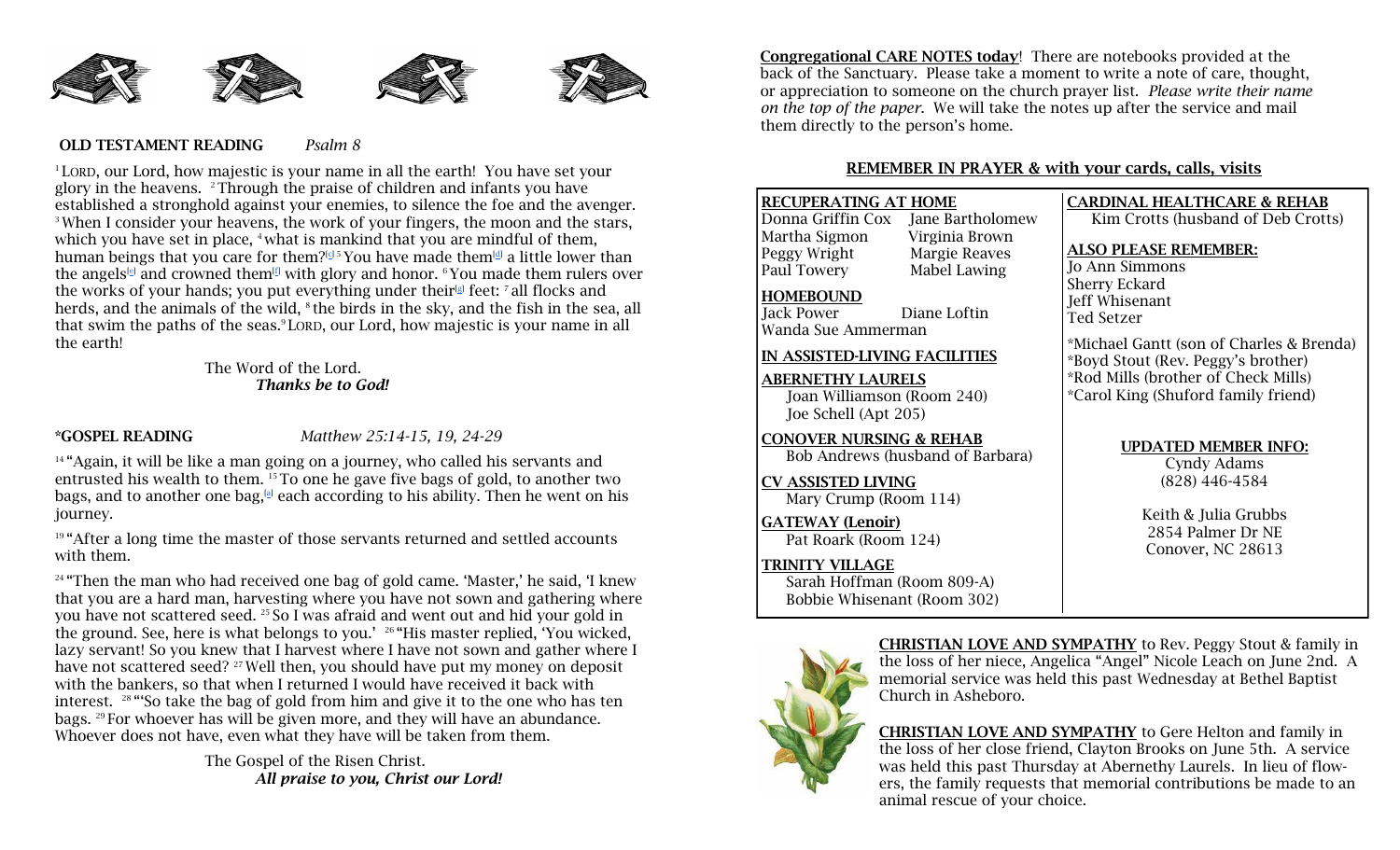**OLD TESTAMENT READING** *Psalm 8*

[1] LORD, our Lord, how majestic is your name in all the earth! You have set your glory in the heavens. [2] Through the praise of children and infants you have established a stronghold against your enemies, to silence the foe and the avenger. [3] When I consider your heavens, the work of your fingers, the moon and the stars, which you have set in place, [4] what is mankind that you are mindful of them, human beings that you care for them?[c] [5] You have made them[d] a little lower than the angels[e] and crowned them[f] with glory and honor. [6] You made them rulers over the works of your hands; you put everything under their[g] feet: [7] all flocks and herds, and the animals of the wild, [8] the birds in the sky, and the fish in the sea, all that swim the paths of the seas.[9] LORD, our Lord, how majestic is your name in all the earth!

The Word of the Lord.
***Thanks be to God!***

**\*GOSPEL READING** *Matthew 25:14-15, 19, 24-29*

[14] "Again, it will be like a man going on a journey, who called his servants and entrusted his wealth to them. [15] To one he gave five bags of gold, to another two bags, and to another one bag,[a] each according to his ability. Then he went on his journey.

[19] "After a long time the master of those servants returned and settled accounts with them.

[24] "Then the man who had received one bag of gold came. 'Master,' he said, 'I knew that you are a hard man, harvesting where you have not sown and gathering where you have not scattered seed. [25] So I was afraid and went out and hid your gold in the ground. See, here is what belongs to you.' [26] "His master replied, 'You wicked, lazy servant! So you knew that I harvest where I have not sown and gather where I have not scattered seed? [27] Well then, you should have put my money on deposit with the bankers, so that when I returned I would have received it back with interest. [28] "'So take the bag of gold from him and give it to the one who has ten bags. [29] For whoever has will be given more, and they will have an abundance. Whoever does not have, even what they have will be taken from them.

The Gospel of the Risen Christ.
***All praise to you, Christ our Lord!***

**Congregational CARE NOTES today**! There are notebooks provided at the back of the Sanctuary. Please take a moment to write a note of care, thought, or appreciation to someone on the church prayer list. *Please write their name on the top of the paper.* We will take the notes up after the service and mail them directly to the person's home.

## REMEMBER IN PRAYER & with your cards, calls, visits

**RECUPERATING AT HOME**

Donna Griffin Cox, Jane Bartholomew
Martha Sigmon, Virginia Brown
Peggy Wright, Margie Reaves
Paul Towery, Mabel Lawing

**HOMEBOUND**

Jack Power, Diane Loftin
Wanda Sue Ammerman

**IN ASSISTED-LIVING FACILITIES**

**ABERNETHY LAURELS**
Joan Williamson (Room 240)
Joe Schell (Apt 205)

**CONOVER NURSING & REHAB**
Bob Andrews (husband of Barbara)

**CV ASSISTED LIVING**
Mary Crump (Room 114)

**GATEWAY (Lenoir)**
Pat Roark (Room 124)

**TRINITY VILLAGE**
Sarah Hoffman (Room 809-A)
Bobbie Whisenant (Room 302)

**CARDINAL HEALTHCARE & REHAB**
Kim Crotts (husband of Deb Crotts)

**ALSO PLEASE REMEMBER:**
Jo Ann Simmons
Sherry Eckard
Jeff Whisenant
Ted Setzer

\*Michael Gantt (son of Charles & Brenda)
\*Boyd Stout (Rev. Peggy's brother)
\*Rod Mills (brother of Check Mills)
\*Carol King (Shuford family friend)

**UPDATED MEMBER INFO:**

Cyndy Adams
(828) 446-4584

Keith & Julia Grubbs
2854 Palmer Dr NE
Conover, NC 28613

**CHRISTIAN LOVE AND SYMPATHY** to Rev. Peggy Stout & family in the loss of her niece, Angelica "Angel" Nicole Leach on June 2nd. A memorial service was held this past Wednesday at Bethel Baptist Church in Asheboro.

**CHRISTIAN LOVE AND SYMPATHY** to Gere Helton and family in the loss of her close friend, Clayton Brooks on June 5th. A service was held this past Thursday at Abernethy Laurels. In lieu of flowers, the family requests that memorial contributions be made to an animal rescue of your choice.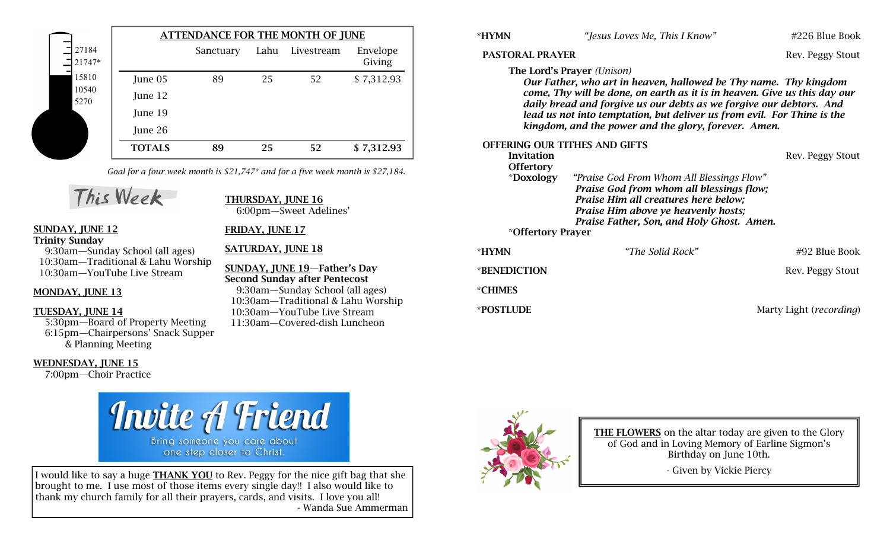27184
21747*
15810
10540
5270

| ATTENDANCE FOR THE MONTH OF JUNE | Sanctuary | Lahu | Livestream | Envelope Giving |
|---|---|---|---|---|
| June 05 | 89 | 25 | 52 | $ 7,312.93 |
| June 12 | | | | |
| June 19 | | | | |
| June 26 | | | | |
| **TOTALS** | **89** | **25** | **52** | **$ 7,312.93** |

*Goal for a four week month is $21,747* and for a five week month is $27,184.*

## This Week

**SUNDAY, JUNE 12**
**Trinity Sunday**
9:30am—Sunday School (all ages)
10:30am—Traditional & Lahu Worship
10:30am—YouTube Live Stream

**MONDAY, JUNE 13**

**TUESDAY, JUNE 14**
5:30pm—Board of Property Meeting
6:15pm—Chairpersons' Snack Supper & Planning Meeting

**WEDNESDAY, JUNE 15**
7:00pm—Choir Practice

**THURSDAY, JUNE 16**
6:00pm—Sweet Adelines'

**FRIDAY, JUNE 17**

**SATURDAY, JUNE 18**

**SUNDAY, JUNE 19—Father's Day**
**Second Sunday after Pentecost**
9:30am—Sunday School (all ages)
10:30am—Traditional & Lahu Worship
10:30am—YouTube Live Stream
11:30am—Covered-dish Luncheon

**Invite A Friend**
Bring someone you care about one step closer to Christ.

I would like to say a huge **THANK YOU** to Rev. Peggy for the nice gift bag that she brought to me. I use most of those items every single day!! I also would like to thank my church family for all their prayers, cards, and visits. I love you all!
- Wanda Sue Ammerman

*HYMN — *"Jesus Loves Me, This I Know"* — #226 Blue Book

**PASTORAL PRAYER** — Rev. Peggy Stout

**The Lord's Prayer** *(Unison)*
***Our Father, who art in heaven, hallowed be Thy name. Thy kingdom come, Thy will be done, on earth as it is in heaven. Give us this day our daily bread and forgive us our debts as we forgive our debtors. And lead us not into temptation, but deliver us from evil. For Thine is the kingdom, and the power and the glory, forever. Amen.***

**OFFERING OUR TITHES AND GIFTS**
**Invitation** — Rev. Peggy Stout
**Offertory**
***Doxology** *"Praise God From Whom All Blessings Flow"*
***Praise God from whom all blessings flow;***
***Praise Him all creatures here below;***
***Praise Him above ye heavenly hosts;***
***Praise Father, Son, and Holy Ghost. Amen.***
***Offertory Prayer**

*HYMN — *"The Solid Rock"* — #92 Blue Book

*BENEDICTION — Rev. Peggy Stout

*CHIMES

*POSTLUDE — Marty Light (*recording*)

**THE FLOWERS** on the altar today are given to the Glory of God and in Loving Memory of Earline Sigmon's Birthday on June 10th.
- Given by Vickie Piercy